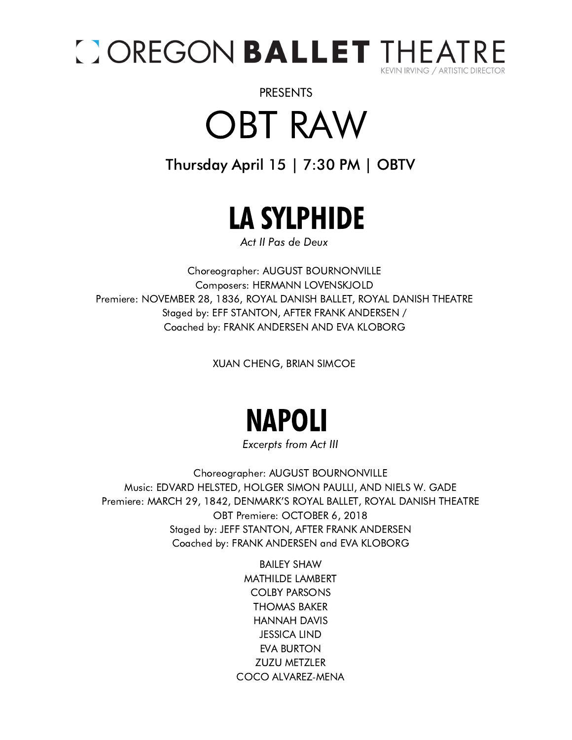# OREGON BALLET THEATRE

KEVIN IRVING / ARTISTIC DIRECTOR

PRESENTS

# OBT RAW

Thursday April 15 | 7:30 PM | OBTV

## LA SYLPHIDE

*Act II Pas de Deux*

Choreographer: AUGUST BOURNONVILLE
Composers: HERMANN LOVENSKJOLD
Premiere: NOVEMBER 28, 1836, ROYAL DANISH BALLET, ROYAL DANISH THEATRE
Staged by: EFF STANTON, AFTER FRANK ANDERSEN /
Coached by: FRANK ANDERSEN AND EVA KLOBORG

XUAN CHENG, BRIAN SIMCOE

## NAPOLI

*Excerpts from Act III*

Choreographer: AUGUST BOURNONVILLE
Music: EDVARD HELSTED, HOLGER SIMON PAULLI, AND NIELS W. GADE
Premiere: MARCH 29, 1842, DENMARK'S ROYAL BALLET, ROYAL DANISH THEATRE
OBT Premiere: OCTOBER 6, 2018
Staged by: JEFF STANTON, AFTER FRANK ANDERSEN
Coached by: FRANK ANDERSEN and EVA KLOBORG

BAILEY SHAW
MATHILDE LAMBERT
COLBY PARSONS
THOMAS BAKER
HANNAH DAVIS
JESSICA LIND
EVA BURTON
ZUZU METZLER
COCO ALVAREZ-MENA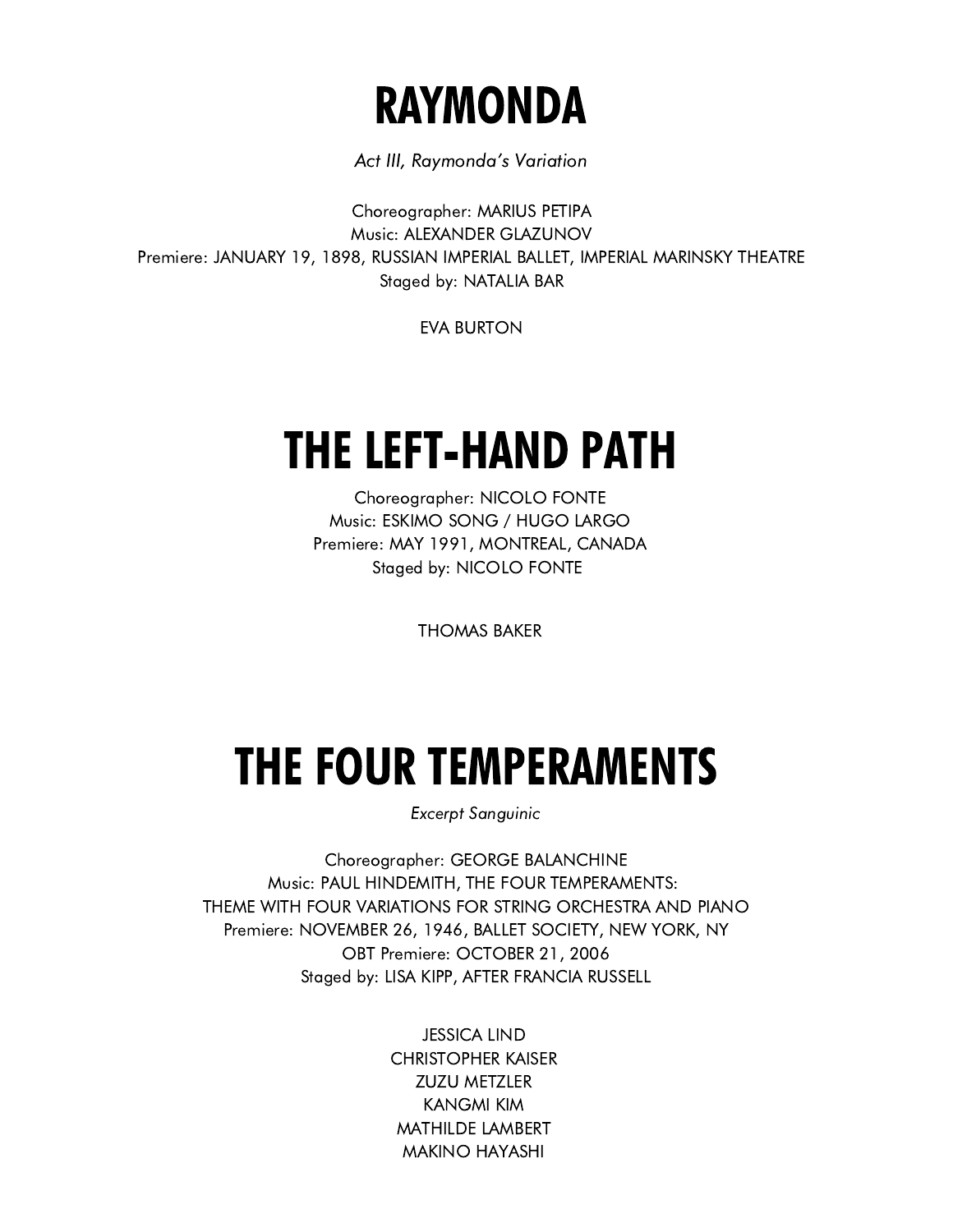# RAYMONDA

*Act III, Raymonda's Variation*

Choreographer: MARIUS PETIPA
Music: ALEXANDER GLAZUNOV
Premiere: JANUARY 19, 1898, RUSSIAN IMPERIAL BALLET, IMPERIAL MARINSKY THEATRE
Staged by: NATALIA BAR

EVA BURTON

# THE LEFT-HAND PATH

Choreographer: NICOLO FONTE
Music: ESKIMO SONG / HUGO LARGO
Premiere: MAY 1991, MONTREAL, CANADA
Staged by: NICOLO FONTE

THOMAS BAKER

# THE FOUR TEMPERAMENTS

*Excerpt Sanguinic*

Choreographer: GEORGE BALANCHINE
Music: PAUL HINDEMITH, THE FOUR TEMPERAMENTS:
THEME WITH FOUR VARIATIONS FOR STRING ORCHESTRA AND PIANO
Premiere: NOVEMBER 26, 1946, BALLET SOCIETY, NEW YORK, NY
OBT Premiere: OCTOBER 21, 2006
Staged by: LISA KIPP, AFTER FRANCIA RUSSELL

JESSICA LIND
CHRISTOPHER KAISER
ZUZU METZLER
KANGMI KIM
MATHILDE LAMBERT
MAKINO HAYASHI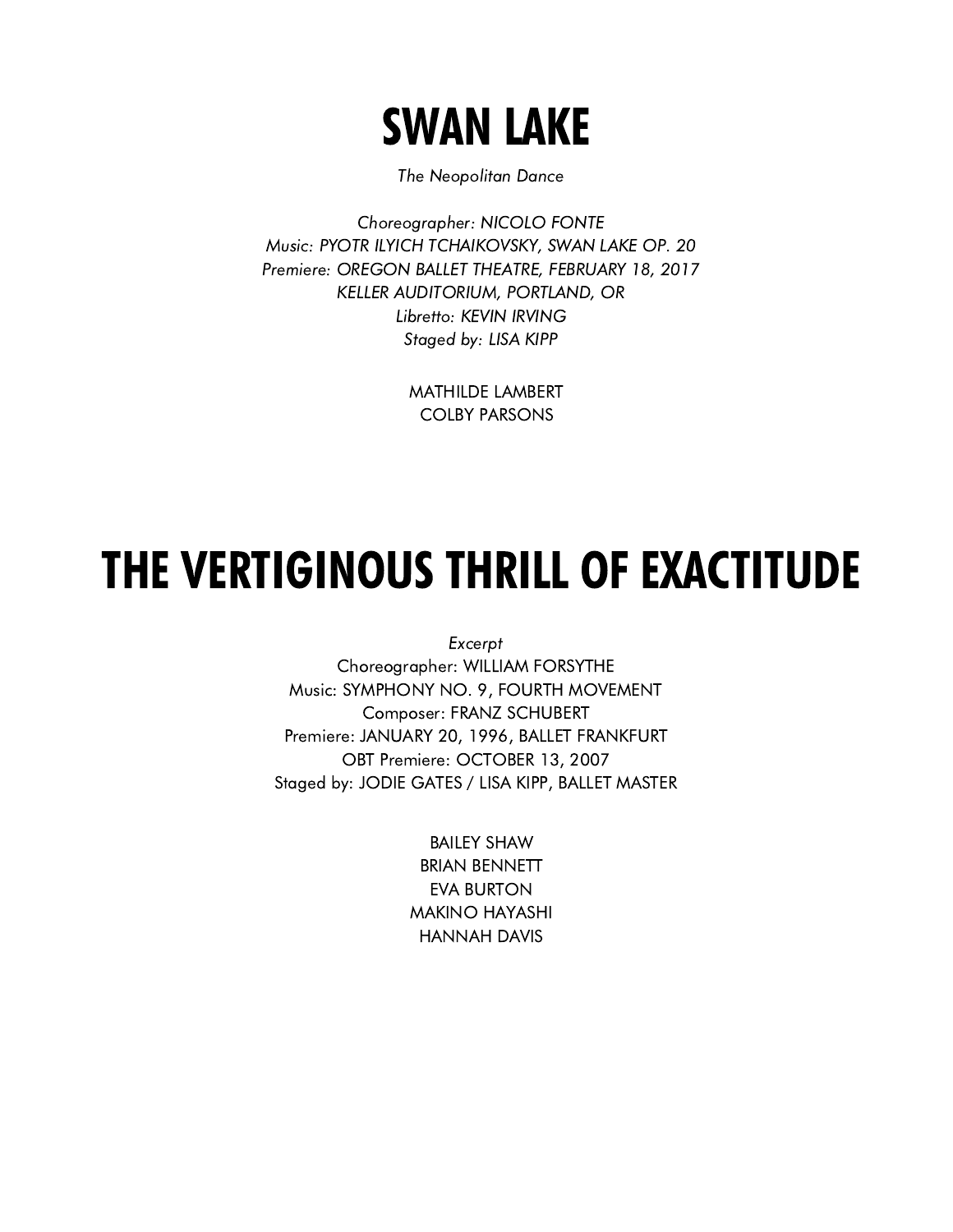# SWAN LAKE

*The Neopolitan Dance*

*Choreographer: NICOLO FONTE*
*Music: PYOTR ILYICH TCHAIKOVSKY, SWAN LAKE OP. 20*
*Premiere: OREGON BALLET THEATRE, FEBRUARY 18, 2017*
*KELLER AUDITORIUM, PORTLAND, OR*
*Libretto: KEVIN IRVING*
*Staged by: LISA KIPP*

MATHILDE LAMBERT
COLBY PARSONS

# THE VERTIGINOUS THRILL OF EXACTITUDE

*Excerpt*
Choreographer: WILLIAM FORSYTHE
Music: SYMPHONY NO. 9, FOURTH MOVEMENT
Composer: FRANZ SCHUBERT
Premiere: JANUARY 20, 1996, BALLET FRANKFURT
OBT Premiere: OCTOBER 13, 2007
Staged by: JODIE GATES / LISA KIPP, BALLET MASTER

BAILEY SHAW
BRIAN BENNETT
EVA BURTON
MAKINO HAYASHI
HANNAH DAVIS